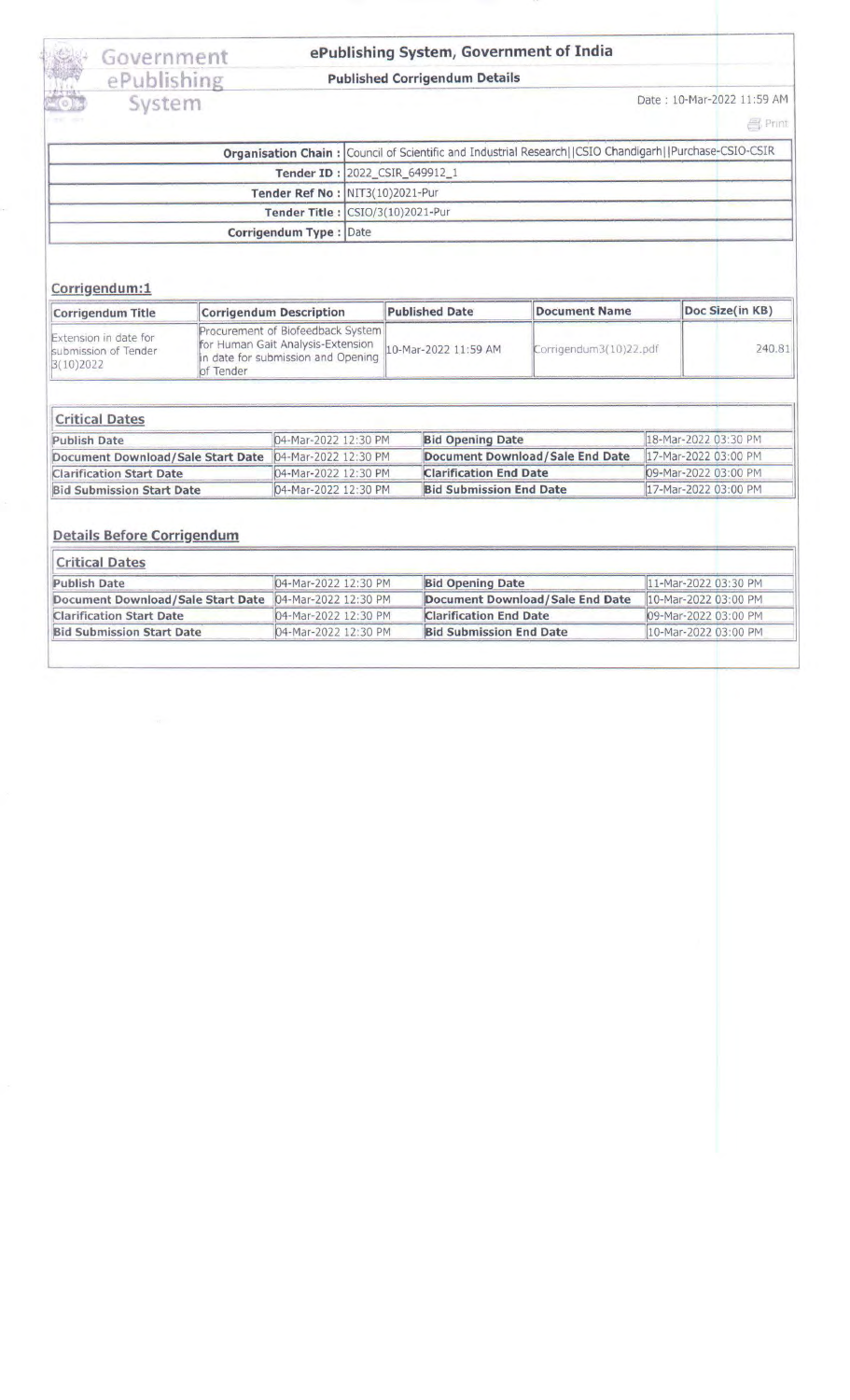# Government ePublishing System

## ePublishing System, Government of India

### Published Corrigendum Details

Date : 10-Mar-2022 11:59 AM

Print

| | |
|---|---|
| **Organisation Chain :** | Council of Scientific and Industrial Research\|\|CSIO Chandigarh\|\|Purchase-CSIO-CSIR |
| **Tender ID :** | 2022_CSIR_649912_1 |
| **Tender Ref No :** | NIT3(10)2021-Pur |
| **Tender Title :** | CSIO/3(10)2021-Pur |
| **Corrigendum Type :** | Date |

### Corrigendum:1

| Corrigendum Title | Corrigendum Description | Published Date | Document Name | Doc Size(in KB) |
|---|---|---|---|---|
| Extension in date for submission of Tender 3(10)2022 | Procurement of Biofeedback System for Human Gait Analysis-Extension in date for submission and Opening of Tender | 10-Mar-2022 11:59 AM | Corrigendum3(10)22.pdf | 240.81 |

#### Critical Dates

| | | | |
|---|---|---|---|
| **Publish Date** | 04-Mar-2022 12:30 PM | **Bid Opening Date** | 18-Mar-2022 03:30 PM |
| **Document Download/Sale Start Date** | 04-Mar-2022 12:30 PM | **Document Download/Sale End Date** | 17-Mar-2022 03:00 PM |
| **Clarification Start Date** | 04-Mar-2022 12:30 PM | **Clarification End Date** | 09-Mar-2022 03:00 PM |
| **Bid Submission Start Date** | 04-Mar-2022 12:30 PM | **Bid Submission End Date** | 17-Mar-2022 03:00 PM |

### Details Before Corrigendum

#### Critical Dates

| | | | |
|---|---|---|---|
| **Publish Date** | 04-Mar-2022 12:30 PM | **Bid Opening Date** | 11-Mar-2022 03:30 PM |
| **Document Download/Sale Start Date** | 04-Mar-2022 12:30 PM | **Document Download/Sale End Date** | 10-Mar-2022 03:00 PM |
| **Clarification Start Date** | 04-Mar-2022 12:30 PM | **Clarification End Date** | 09-Mar-2022 03:00 PM |
| **Bid Submission Start Date** | 04-Mar-2022 12:30 PM | **Bid Submission End Date** | 10-Mar-2022 03:00 PM |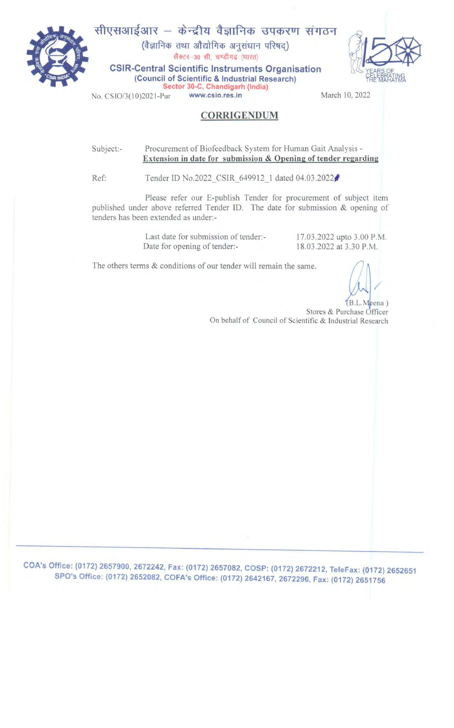सीएसआईआर – केन्द्रीय वैज्ञानिक उपकरण संगठन

(वैज्ञानिक तथा औद्योगिक अनुसंधान परिषद्)

सैक्टर-30 सी, चण्डीगढ़ (भारत)

**CSIR-Central Scientific Instruments Organisation**

**(Council of Scientific & Industrial Research)**

**Sector 30-C, Chandigarh (India)**

**www.csio.res.in**

150 YEARS OF CELEBRATING THE MAHATMA

No. CSIO/3(10)2021-Pur

March 10, 2022

## CORRIGENDUM

Subject:- Procurement of Biofeedback System for Human Gait Analysis - **Extension in date for submission & Opening of tender regarding**

Ref: Tender ID No.2022_CSIR_649912_1 dated 04.03.2022

Please refer our E-publish Tender for procurement of subject item published under above referred Tender ID. The date for submission & opening of tenders has been extended as under:-

| | |
|---|---|
| Last date for submission of tender:- | 17.03.2022 upto 3.00 P.M. |
| Date for opening of tender:- | 18.03.2022 at 3.30 P.M. |

The others terms & conditions of our tender will remain the same.

(B.L.Meena)
Stores & Purchase Officer
On behalf of Council of Scientific & Industrial Research

COA's Office: (0172) 2657900, 2672242, Fax: (0172) 2657082, COSP: (0172) 2672212, TeleFax: (0172) 2652651
SPO's Office: (0172) 2652082, COFA's Office: (0172) 2642167, 2672296, Fax: (0172) 2651756